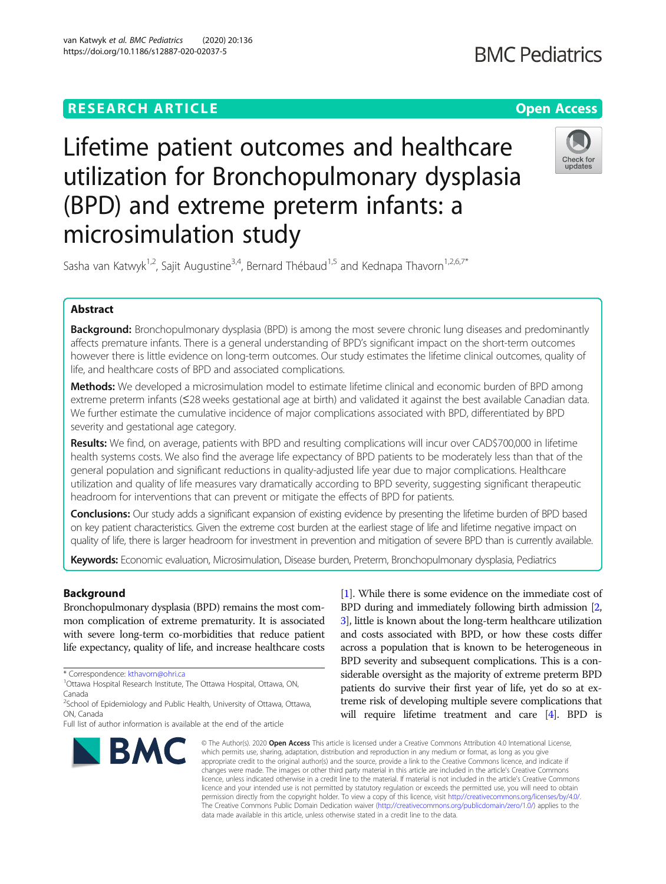# Lifetime patient outcomes and healthcare utilization for Bronchopulmonary dysplasia (BPD) and extreme preterm infants: a microsimulation study

Sasha van Katwyk[1,2], Sajit Augustine[3,4], Bernard Thébaud[1,5] and Kednapa Thavorn[1,2,6,7*]

## Abstract

**Background:** Bronchopulmonary dysplasia (BPD) is among the most severe chronic lung diseases and predominantly affects premature infants. There is a general understanding of BPD's significant impact on the short-term outcomes however there is little evidence on long-term outcomes. Our study estimates the lifetime clinical outcomes, quality of life, and healthcare costs of BPD and associated complications.

**Methods:** We developed a microsimulation model to estimate lifetime clinical and economic burden of BPD among extreme preterm infants (≤28 weeks gestational age at birth) and validated it against the best available Canadian data. We further estimate the cumulative incidence of major complications associated with BPD, differentiated by BPD severity and gestational age category.

**Results:** We find, on average, patients with BPD and resulting complications will incur over CAD$700,000 in lifetime health systems costs. We also find the average life expectancy of BPD patients to be moderately less than that of the general population and significant reductions in quality-adjusted life year due to major complications. Healthcare utilization and quality of life measures vary dramatically according to BPD severity, suggesting significant therapeutic headroom for interventions that can prevent or mitigate the effects of BPD for patients.

**Conclusions:** Our study adds a significant expansion of existing evidence by presenting the lifetime burden of BPD based on key patient characteristics. Given the extreme cost burden at the earliest stage of life and lifetime negative impact on quality of life, there is larger headroom for investment in prevention and mitigation of severe BPD than is currently available.

**Keywords:** Economic evaluation, Microsimulation, Disease burden, Preterm, Bronchopulmonary dysplasia, Pediatrics

## Background

Bronchopulmonary dysplasia (BPD) remains the most common complication of extreme prematurity. It is associated with severe long-term co-morbidities that reduce patient life expectancy, quality of life, and increase healthcare costs [1]. While there is some evidence on the immediate cost of BPD during and immediately following birth admission [2, 3], little is known about the long-term healthcare utilization and costs associated with BPD, or how these costs differ across a population that is known to be heterogeneous in BPD severity and subsequent complications. This is a considerable oversight as the majority of extreme preterm BPD patients do survive their first year of life, yet do so at extreme risk of developing multiple severe complications that will require lifetime treatment and care [4]. BPD is

\* Correspondence: kthavorn@ohri.ca
[1]Ottawa Hospital Research Institute, The Ottawa Hospital, Ottawa, ON, Canada
[2]School of Epidemiology and Public Health, University of Ottawa, Ottawa, ON, Canada
Full list of author information is available at the end of the article

© The Author(s). 2020 **Open Access** This article is licensed under a Creative Commons Attribution 4.0 International License, which permits use, sharing, adaptation, distribution and reproduction in any medium or format, as long as you give appropriate credit to the original author(s) and the source, provide a link to the Creative Commons licence, and indicate if changes were made. The images or other third party material in this article are included in the article's Creative Commons licence, unless indicated otherwise in a credit line to the material. If material is not included in the article's Creative Commons licence and your intended use is not permitted by statutory regulation or exceeds the permitted use, you will need to obtain permission directly from the copyright holder. To view a copy of this licence, visit http://creativecommons.org/licenses/by/4.0/. The Creative Commons Public Domain Dedication waiver (http://creativecommons.org/publicdomain/zero/1.0/) applies to the data made available in this article, unless otherwise stated in a credit line to the data.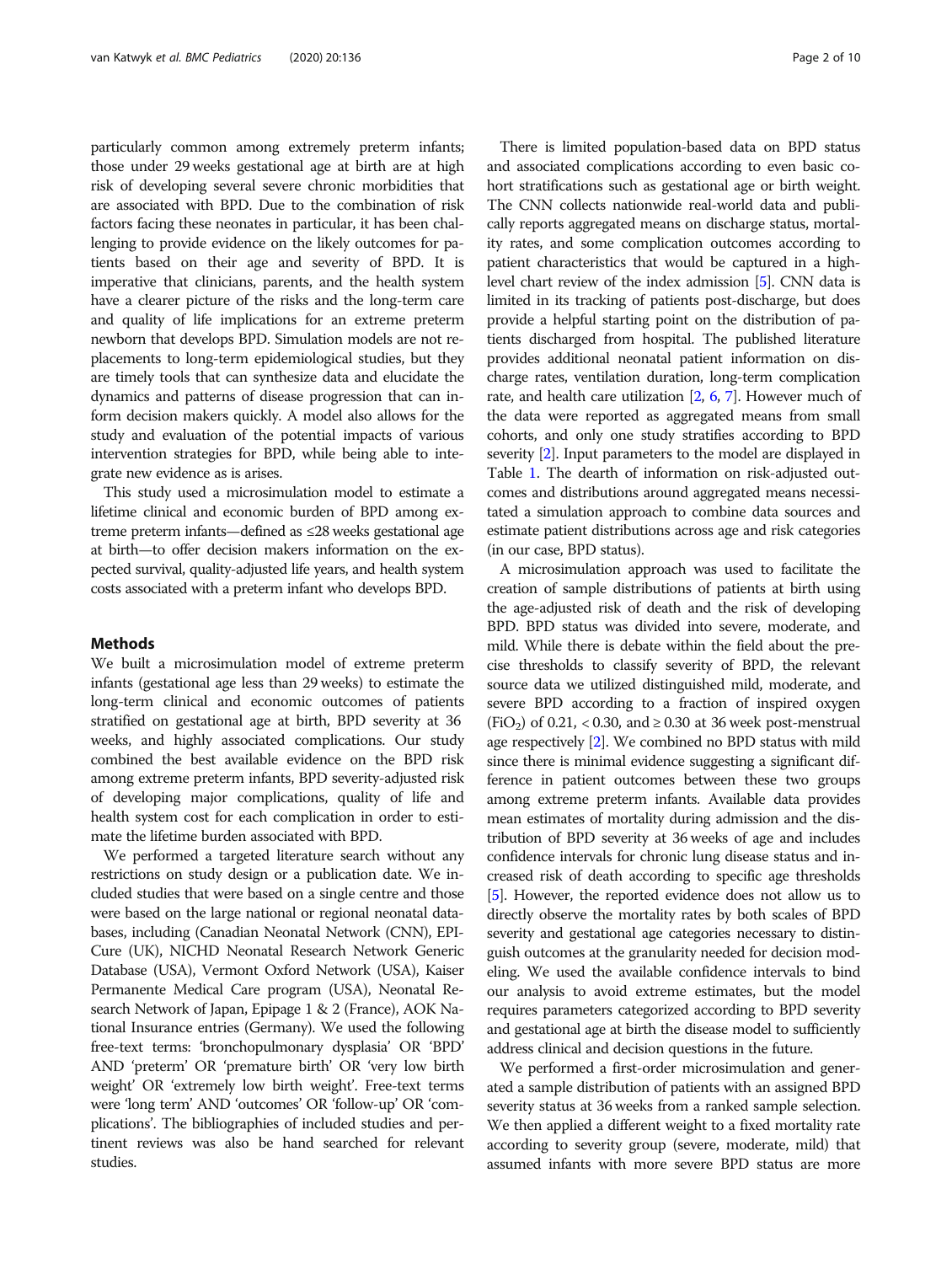particularly common among extremely preterm infants; those under 29 weeks gestational age at birth are at high risk of developing several severe chronic morbidities that are associated with BPD. Due to the combination of risk factors facing these neonates in particular, it has been challenging to provide evidence on the likely outcomes for patients based on their age and severity of BPD. It is imperative that clinicians, parents, and the health system have a clearer picture of the risks and the long-term care and quality of life implications for an extreme preterm newborn that develops BPD. Simulation models are not replacements to long-term epidemiological studies, but they are timely tools that can synthesize data and elucidate the dynamics and patterns of disease progression that can inform decision makers quickly. A model also allows for the study and evaluation of the potential impacts of various intervention strategies for BPD, while being able to integrate new evidence as is arises.

This study used a microsimulation model to estimate a lifetime clinical and economic burden of BPD among extreme preterm infants—defined as ≤28 weeks gestational age at birth—to offer decision makers information on the expected survival, quality-adjusted life years, and health system costs associated with a preterm infant who develops BPD.

## Methods

We built a microsimulation model of extreme preterm infants (gestational age less than 29 weeks) to estimate the long-term clinical and economic outcomes of patients stratified on gestational age at birth, BPD severity at 36 weeks, and highly associated complications. Our study combined the best available evidence on the BPD risk among extreme preterm infants, BPD severity-adjusted risk of developing major complications, quality of life and health system cost for each complication in order to estimate the lifetime burden associated with BPD.

We performed a targeted literature search without any restrictions on study design or a publication date. We included studies that were based on a single centre and those were based on the large national or regional neonatal databases, including (Canadian Neonatal Network (CNN), EPI-Cure (UK), NICHD Neonatal Research Network Generic Database (USA), Vermont Oxford Network (USA), Kaiser Permanente Medical Care program (USA), Neonatal Research Network of Japan, Epipage 1 & 2 (France), AOK National Insurance entries (Germany). We used the following free-text terms: 'bronchopulmonary dysplasia' OR 'BPD' AND 'preterm' OR 'premature birth' OR 'very low birth weight' OR 'extremely low birth weight'. Free-text terms were 'long term' AND 'outcomes' OR 'follow-up' OR 'complications'. The bibliographies of included studies and pertinent reviews was also be hand searched for relevant studies.

There is limited population-based data on BPD status and associated complications according to even basic cohort stratifications such as gestational age or birth weight. The CNN collects nationwide real-world data and publically reports aggregated means on discharge status, mortality rates, and some complication outcomes according to patient characteristics that would be captured in a high-level chart review of the index admission [5]. CNN data is limited in its tracking of patients post-discharge, but does provide a helpful starting point on the distribution of patients discharged from hospital. The published literature provides additional neonatal patient information on discharge rates, ventilation duration, long-term complication rate, and health care utilization [2, 6, 7]. However much of the data were reported as aggregated means from small cohorts, and only one study stratifies according to BPD severity [2]. Input parameters to the model are displayed in Table 1. The dearth of information on risk-adjusted outcomes and distributions around aggregated means necessitated a simulation approach to combine data sources and estimate patient distributions across age and risk categories (in our case, BPD status).

A microsimulation approach was used to facilitate the creation of sample distributions of patients at birth using the age-adjusted risk of death and the risk of developing BPD. BPD status was divided into severe, moderate, and mild. While there is debate within the field about the precise thresholds to classify severity of BPD, the relevant source data we utilized distinguished mild, moderate, and severe BPD according to a fraction of inspired oxygen ($FiO_2$) of 0.21, < 0.30, and ≥ 0.30 at 36 week post-menstrual age respectively [2]. We combined no BPD status with mild since there is minimal evidence suggesting a significant difference in patient outcomes between these two groups among extreme preterm infants. Available data provides mean estimates of mortality during admission and the distribution of BPD severity at 36 weeks of age and includes confidence intervals for chronic lung disease status and increased risk of death according to specific age thresholds [5]. However, the reported evidence does not allow us to directly observe the mortality rates by both scales of BPD severity and gestational age categories necessary to distinguish outcomes at the granularity needed for decision modeling. We used the available confidence intervals to bind our analysis to avoid extreme estimates, but the model requires parameters categorized according to BPD severity and gestational age at birth the disease model to sufficiently address clinical and decision questions in the future.

We performed a first-order microsimulation and generated a sample distribution of patients with an assigned BPD severity status at 36 weeks from a ranked sample selection. We then applied a different weight to a fixed mortality rate according to severity group (severe, moderate, mild) that assumed infants with more severe BPD status are more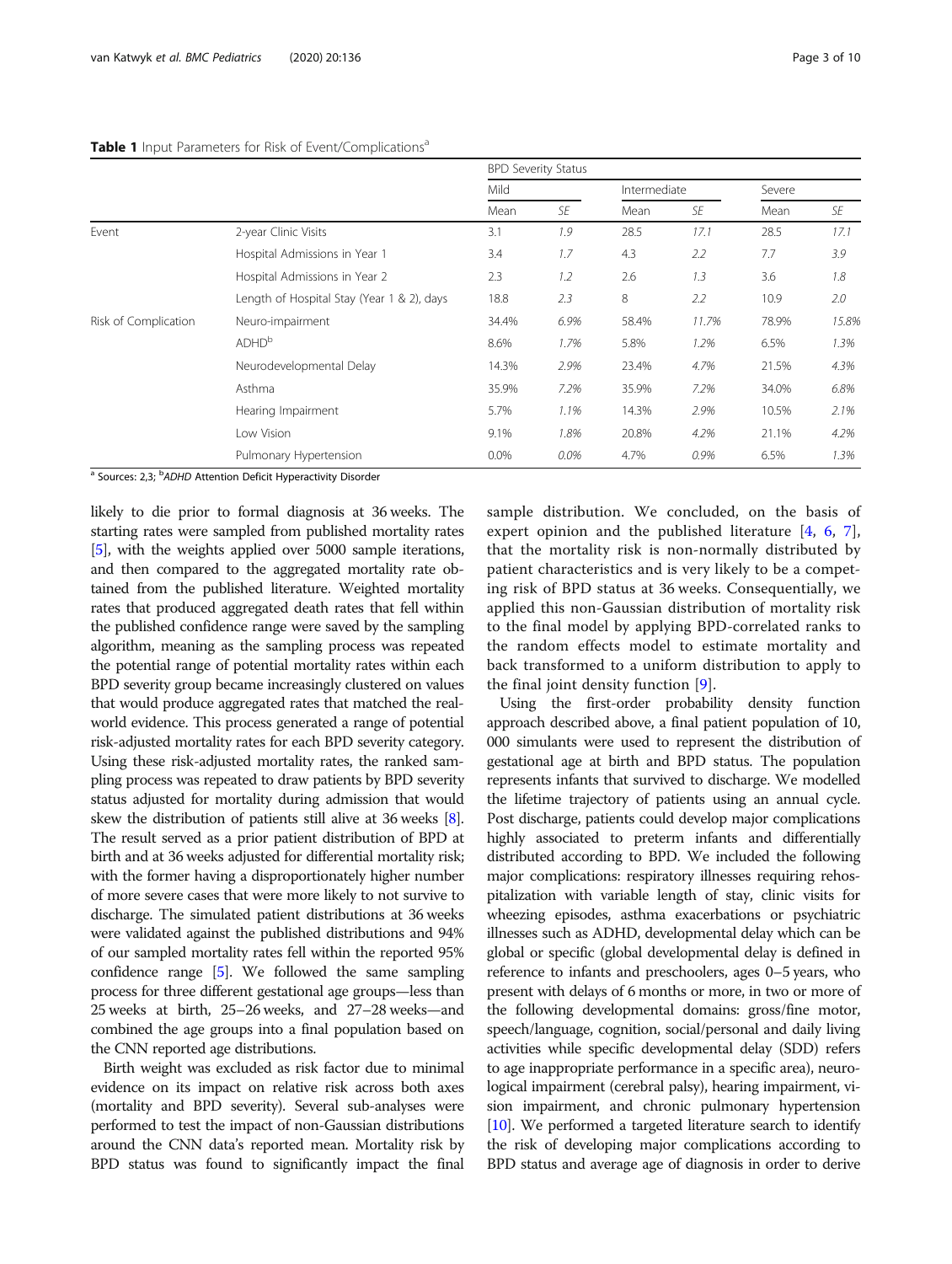**Table 1** Input Parameters for Risk of Event/Complications[a]

| | | BPD Severity Status | | | | | |
|---|---|---|---|---|---|---|---|
| | | Mild | | Intermediate | | Severe | |
| | | Mean | *SE* | Mean | *SE* | Mean | *SE* |
| Event | 2-year Clinic Visits | 3.1 | *1.9* | 28.5 | *17.1* | 28.5 | *17.1* |
| | Hospital Admissions in Year 1 | 3.4 | *1.7* | 4.3 | *2.2* | 7.7 | *3.9* |
| | Hospital Admissions in Year 2 | 2.3 | *1.2* | 2.6 | *1.3* | 3.6 | *1.8* |
| | Length of Hospital Stay (Year 1 & 2), days | 18.8 | *2.3* | 8 | *2.2* | 10.9 | *2.0* |
| Risk of Complication | Neuro-impairment | 34.4% | *6.9%* | 58.4% | *11.7%* | 78.9% | *15.8%* |
| | ADHD[b] | 8.6% | *1.7%* | 5.8% | *1.2%* | 6.5% | *1.3%* |
| | Neurodevelopmental Delay | 14.3% | *2.9%* | 23.4% | *4.7%* | 21.5% | *4.3%* |
| | Asthma | 35.9% | *7.2%* | 35.9% | *7.2%* | 34.0% | *6.8%* |
| | Hearing Impairment | 5.7% | *1.1%* | 14.3% | *2.9%* | 10.5% | *2.1%* |
| | Low Vision | 9.1% | *1.8%* | 20.8% | *4.2%* | 21.1% | *4.2%* |
| | Pulmonary Hypertension | 0.0% | *0.0%* | 4.7% | *0.9%* | 6.5% | *1.3%* |

[a] Sources: 2,3; [b]*ADHD* Attention Deficit Hyperactivity Disorder

likely to die prior to formal diagnosis at 36 weeks. The starting rates were sampled from published mortality rates [5], with the weights applied over 5000 sample iterations, and then compared to the aggregated mortality rate obtained from the published literature. Weighted mortality rates that produced aggregated death rates that fell within the published confidence range were saved by the sampling algorithm, meaning as the sampling process was repeated the potential range of potential mortality rates within each BPD severity group became increasingly clustered on values that would produce aggregated rates that matched the real-world evidence. This process generated a range of potential risk-adjusted mortality rates for each BPD severity category. Using these risk-adjusted mortality rates, the ranked sampling process was repeated to draw patients by BPD severity status adjusted for mortality during admission that would skew the distribution of patients still alive at 36 weeks [8]. The result served as a prior patient distribution of BPD at birth and at 36 weeks adjusted for differential mortality risk; with the former having a disproportionately higher number of more severe cases that were more likely to not survive to discharge. The simulated patient distributions at 36 weeks were validated against the published distributions and 94% of our sampled mortality rates fell within the reported 95% confidence range [5]. We followed the same sampling process for three different gestational age groups—less than 25 weeks at birth, 25–26 weeks, and 27–28 weeks—and combined the age groups into a final population based on the CNN reported age distributions.

Birth weight was excluded as risk factor due to minimal evidence on its impact on relative risk across both axes (mortality and BPD severity). Several sub-analyses were performed to test the impact of non-Gaussian distributions around the CNN data's reported mean. Mortality risk by BPD status was found to significantly impact the final sample distribution. We concluded, on the basis of expert opinion and the published literature [4, 6, 7], that the mortality risk is non-normally distributed by patient characteristics and is very likely to be a competing risk of BPD status at 36 weeks. Consequentially, we applied this non-Gaussian distribution of mortality risk to the final model by applying BPD-correlated ranks to the random effects model to estimate mortality and back transformed to a uniform distribution to apply to the final joint density function [9].

Using the first-order probability density function approach described above, a final patient population of 10, 000 simulants were used to represent the distribution of gestational age at birth and BPD status. The population represents infants that survived to discharge. We modelled the lifetime trajectory of patients using an annual cycle. Post discharge, patients could develop major complications highly associated to preterm infants and differentially distributed according to BPD. We included the following major complications: respiratory illnesses requiring rehospitalization with variable length of stay, clinic visits for wheezing episodes, asthma exacerbations or psychiatric illnesses such as ADHD, developmental delay which can be global or specific (global developmental delay is defined in reference to infants and preschoolers, ages 0–5 years, who present with delays of 6 months or more, in two or more of the following developmental domains: gross/fine motor, speech/language, cognition, social/personal and daily living activities while specific developmental delay (SDD) refers to age inappropriate performance in a specific area), neurological impairment (cerebral palsy), hearing impairment, vision impairment, and chronic pulmonary hypertension [10]. We performed a targeted literature search to identify the risk of developing major complications according to BPD status and average age of diagnosis in order to derive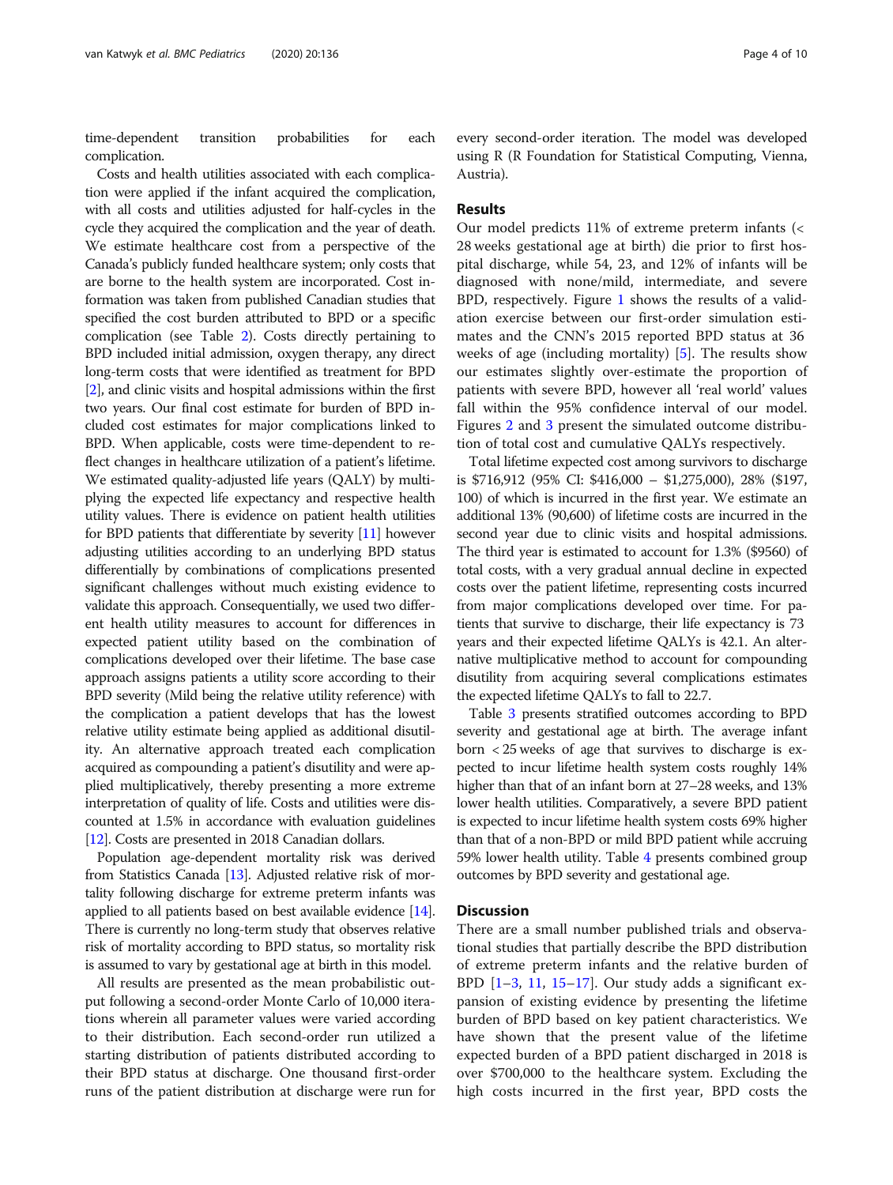time-dependent transition probabilities for each complication.

Costs and health utilities associated with each complication were applied if the infant acquired the complication, with all costs and utilities adjusted for half-cycles in the cycle they acquired the complication and the year of death. We estimate healthcare cost from a perspective of the Canada's publicly funded healthcare system; only costs that are borne to the health system are incorporated. Cost information was taken from published Canadian studies that specified the cost burden attributed to BPD or a specific complication (see Table 2). Costs directly pertaining to BPD included initial admission, oxygen therapy, any direct long-term costs that were identified as treatment for BPD [2], and clinic visits and hospital admissions within the first two years. Our final cost estimate for burden of BPD included cost estimates for major complications linked to BPD. When applicable, costs were time-dependent to reflect changes in healthcare utilization of a patient's lifetime. We estimated quality-adjusted life years (QALY) by multiplying the expected life expectancy and respective health utility values. There is evidence on patient health utilities for BPD patients that differentiate by severity [11] however adjusting utilities according to an underlying BPD status differentially by combinations of complications presented significant challenges without much existing evidence to validate this approach. Consequentially, we used two different health utility measures to account for differences in expected patient utility based on the combination of complications developed over their lifetime. The base case approach assigns patients a utility score according to their BPD severity (Mild being the relative utility reference) with the complication a patient develops that has the lowest relative utility estimate being applied as additional disutility. An alternative approach treated each complication acquired as compounding a patient's disutility and were applied multiplicatively, thereby presenting a more extreme interpretation of quality of life. Costs and utilities were discounted at 1.5% in accordance with evaluation guidelines [12]. Costs are presented in 2018 Canadian dollars.

Population age-dependent mortality risk was derived from Statistics Canada [13]. Adjusted relative risk of mortality following discharge for extreme preterm infants was applied to all patients based on best available evidence [14]. There is currently no long-term study that observes relative risk of mortality according to BPD status, so mortality risk is assumed to vary by gestational age at birth in this model.

All results are presented as the mean probabilistic output following a second-order Monte Carlo of 10,000 iterations wherein all parameter values were varied according to their distribution. Each second-order run utilized a starting distribution of patients distributed according to their BPD status at discharge. One thousand first-order runs of the patient distribution at discharge were run for every second-order iteration. The model was developed using R (R Foundation for Statistical Computing, Vienna, Austria).

## Results

Our model predicts 11% of extreme preterm infants (< 28 weeks gestational age at birth) die prior to first hospital discharge, while 54, 23, and 12% of infants will be diagnosed with none/mild, intermediate, and severe BPD, respectively. Figure 1 shows the results of a validation exercise between our first-order simulation estimates and the CNN's 2015 reported BPD status at 36 weeks of age (including mortality) [5]. The results show our estimates slightly over-estimate the proportion of patients with severe BPD, however all 'real world' values fall within the 95% confidence interval of our model. Figures 2 and 3 present the simulated outcome distribution of total cost and cumulative QALYs respectively.

Total lifetime expected cost among survivors to discharge is $716,912 (95% CI: $416,000 – $1,275,000), 28% ($197, 100) of which is incurred in the first year. We estimate an additional 13% (90,600) of lifetime costs are incurred in the second year due to clinic visits and hospital admissions. The third year is estimated to account for 1.3% ($9560) of total costs, with a very gradual annual decline in expected costs over the patient lifetime, representing costs incurred from major complications developed over time. For patients that survive to discharge, their life expectancy is 73 years and their expected lifetime QALYs is 42.1. An alternative multiplicative method to account for compounding disutility from acquiring several complications estimates the expected lifetime QALYs to fall to 22.7.

Table 3 presents stratified outcomes according to BPD severity and gestational age at birth. The average infant born < 25 weeks of age that survives to discharge is expected to incur lifetime health system costs roughly 14% higher than that of an infant born at 27–28 weeks, and 13% lower health utilities. Comparatively, a severe BPD patient is expected to incur lifetime health system costs 69% higher than that of a non-BPD or mild BPD patient while accruing 59% lower health utility. Table 4 presents combined group outcomes by BPD severity and gestational age.

## Discussion

There are a small number published trials and observational studies that partially describe the BPD distribution of extreme preterm infants and the relative burden of BPD [1–3, 11, 15–17]. Our study adds a significant expansion of existing evidence by presenting the lifetime burden of BPD based on key patient characteristics. We have shown that the present value of the lifetime expected burden of a BPD patient discharged in 2018 is over $700,000 to the healthcare system. Excluding the high costs incurred in the first year, BPD costs the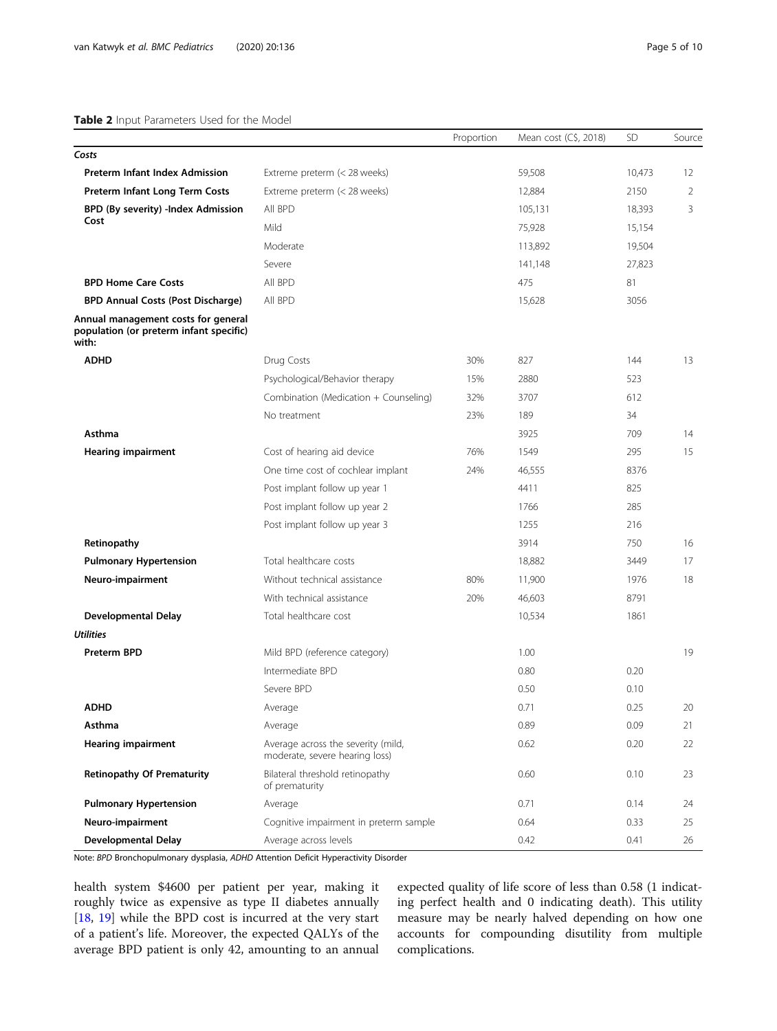**Table 2** Input Parameters Used for the Model

| | | Proportion | Mean cost (C$, 2018) | SD | Source |
|---|---|---|---|---|---|
| ***Costs*** | | | | | |
| **Preterm Infant Index Admission** | Extreme preterm (< 28 weeks) | | 59,508 | 10,473 | 12 |
| **Preterm Infant Long Term Costs** | Extreme preterm (< 28 weeks) | | 12,884 | 2150 | 2 |
| **BPD (By severity) -Index Admission Cost** | All BPD | | 105,131 | 18,393 | 3 |
| | Mild | | 75,928 | 15,154 | |
| | Moderate | | 113,892 | 19,504 | |
| | Severe | | 141,148 | 27,823 | |
| **BPD Home Care Costs** | All BPD | | 475 | 81 | |
| **BPD Annual Costs (Post Discharge)** | All BPD | | 15,628 | 3056 | |
| **Annual management costs for general population (or preterm infant specific) with:** | | | | | |
| **ADHD** | Drug Costs | 30% | 827 | 144 | 13 |
| | Psychological/Behavior therapy | 15% | 2880 | 523 | |
| | Combination (Medication + Counseling) | 32% | 3707 | 612 | |
| | No treatment | 23% | 189 | 34 | |
| **Asthma** | | | 3925 | 709 | 14 |
| **Hearing impairment** | Cost of hearing aid device | 76% | 1549 | 295 | 15 |
| | One time cost of cochlear implant | 24% | 46,555 | 8376 | |
| | Post implant follow up year 1 | | 4411 | 825 | |
| | Post implant follow up year 2 | | 1766 | 285 | |
| | Post implant follow up year 3 | | 1255 | 216 | |
| **Retinopathy** | | | 3914 | 750 | 16 |
| **Pulmonary Hypertension** | Total healthcare costs | | 18,882 | 3449 | 17 |
| **Neuro-impairment** | Without technical assistance | 80% | 11,900 | 1976 | 18 |
| | With technical assistance | 20% | 46,603 | 8791 | |
| **Developmental Delay** | Total healthcare cost | | 10,534 | 1861 | |
| ***Utilities*** | | | | | |
| **Preterm BPD** | Mild BPD (reference category) | | 1.00 | | 19 |
| | Intermediate BPD | | 0.80 | 0.20 | |
| | Severe BPD | | 0.50 | 0.10 | |
| **ADHD** | Average | | 0.71 | 0.25 | 20 |
| **Asthma** | Average | | 0.89 | 0.09 | 21 |
| **Hearing impairment** | Average across the severity (mild, moderate, severe hearing loss) | | 0.62 | 0.20 | 22 |
| **Retinopathy Of Prematurity** | Bilateral threshold retinopathy of prematurity | | 0.60 | 0.10 | 23 |
| **Pulmonary Hypertension** | Average | | 0.71 | 0.14 | 24 |
| **Neuro-impairment** | Cognitive impairment in preterm sample | | 0.64 | 0.33 | 25 |
| **Developmental Delay** | Average across levels | | 0.42 | 0.41 | 26 |

Note: *BPD* Bronchopulmonary dysplasia, *ADHD* Attention Deficit Hyperactivity Disorder

health system $4600 per patient per year, making it roughly twice as expensive as type II diabetes annually [18, 19] while the BPD cost is incurred at the very start of a patient's life. Moreover, the expected QALYs of the average BPD patient is only 42, amounting to an annual expected quality of life score of less than 0.58 (1 indicating perfect health and 0 indicating death). This utility measure may be nearly halved depending on how one accounts for compounding disutility from multiple complications.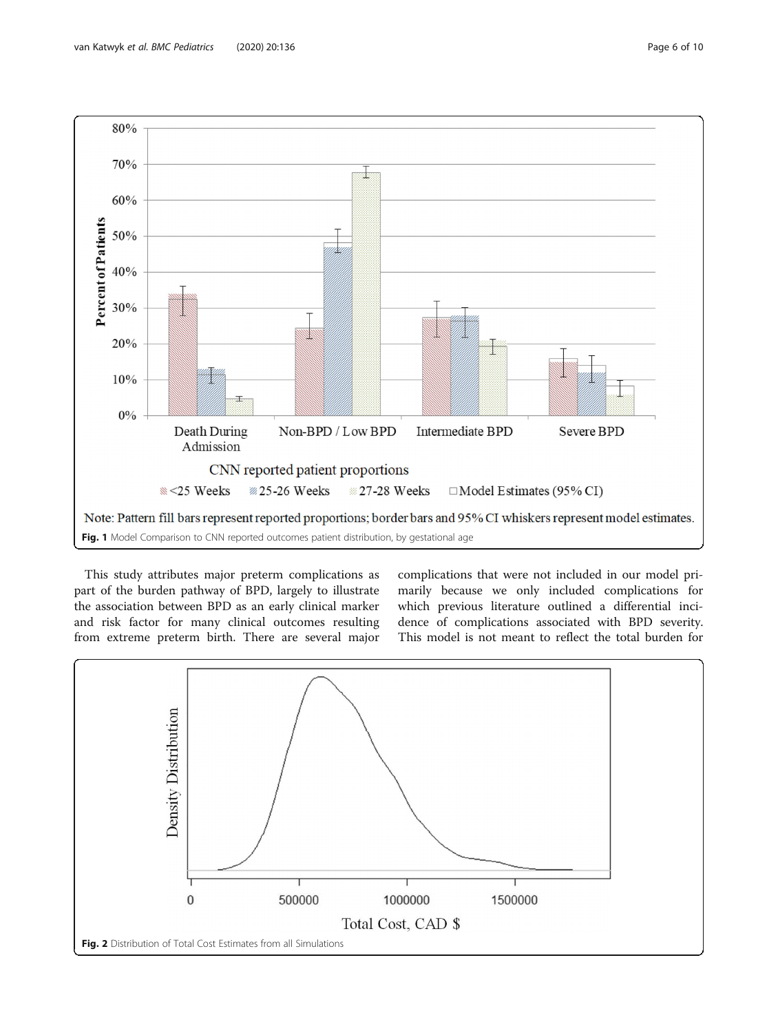Note: Pattern fill bars represent reported proportions; border bars and 95% CI whiskers represent model estimates.

**Fig. 1** Model Comparison to CNN reported outcomes patient distribution, by gestational age

This study attributes major preterm complications as part of the burden pathway of BPD, largely to illustrate the association between BPD as an early clinical marker and risk factor for many clinical outcomes resulting from extreme preterm birth. There are several major complications that were not included in our model primarily because we only included complications for which previous literature outlined a differential incidence of complications associated with BPD severity. This model is not meant to reflect the total burden for

**Fig. 2** Distribution of Total Cost Estimates from all Simulations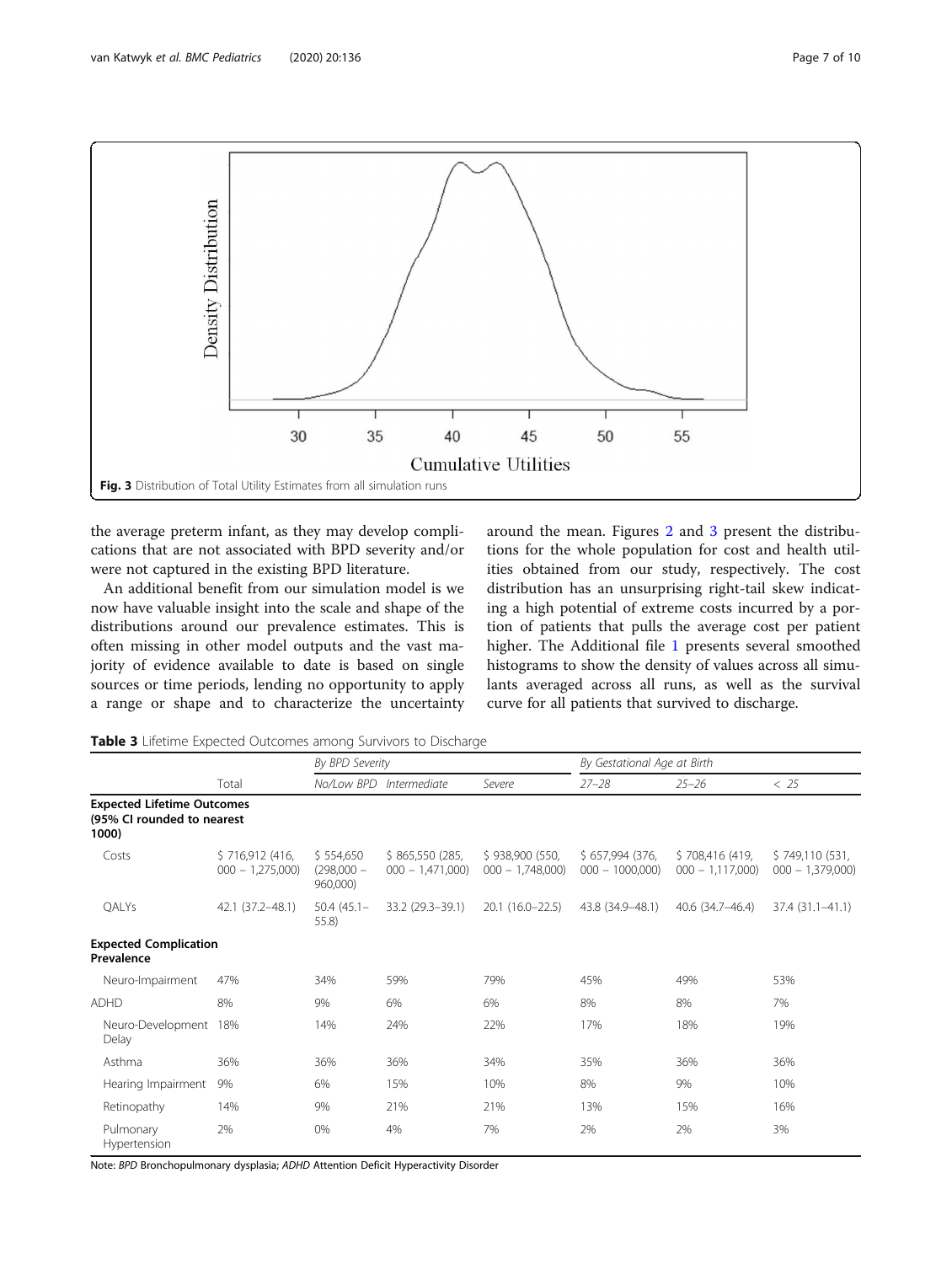Fig. 3 Distribution of Total Utility Estimates from all simulation runs

the average preterm infant, as they may develop complications that are not associated with BPD severity and/or were not captured in the existing BPD literature.

An additional benefit from our simulation model is we now have valuable insight into the scale and shape of the distributions around our prevalence estimates. This is often missing in other model outputs and the vast majority of evidence available to date is based on single sources or time periods, lending no opportunity to apply a range or shape and to characterize the uncertainty around the mean. Figures 2 and 3 present the distributions for the whole population for cost and health utilities obtained from our study, respectively. The cost distribution has an unsurprising right-tail skew indicating a high potential of extreme costs incurred by a portion of patients that pulls the average cost per patient higher. The Additional file 1 presents several smoothed histograms to show the density of values across all simulants averaged across all runs, as well as the survival curve for all patients that survived to discharge.

**Table 3** Lifetime Expected Outcomes among Survivors to Discharge

| | Total | *By BPD Severity* | | | *By Gestational Age at Birth* | | |
|---|---|---|---|---|---|---|---|
| | | *No/Low BPD* | *Intermediate* | *Severe* | *27–28* | *25–26* | *< 25* |
| **Expected Lifetime Outcomes (95% CI rounded to nearest 1000)** | | | | | | | |
| Costs | $ 716,912 (416, 000 – 1,275,000) | $ 554,650 (298,000 – 960,000) | $ 865,550 (285, 000 – 1,471,000) | $ 938,900 (550, 000 – 1,748,000) | $ 657,994 (376, 000 – 1000,000) | $ 708,416 (419, 000 – 1,117,000) | $ 749,110 (531, 000 – 1,379,000) |
| QALYs | 42.1 (37.2–48.1) | 50.4 (45.1–55.8) | 33.2 (29.3–39.1) | 20.1 (16.0–22.5) | 43.8 (34.9–48.1) | 40.6 (34.7–46.4) | 37.4 (31.1–41.1) |
| **Expected Complication Prevalence** | | | | | | | |
| Neuro-Impairment | 47% | 34% | 59% | 79% | 45% | 49% | 53% |
| ADHD | 8% | 9% | 6% | 6% | 8% | 8% | 7% |
| Neuro-Development Delay | 18% | 14% | 24% | 22% | 17% | 18% | 19% |
| Asthma | 36% | 36% | 36% | 34% | 35% | 36% | 36% |
| Hearing Impairment | 9% | 6% | 15% | 10% | 8% | 9% | 10% |
| Retinopathy | 14% | 9% | 21% | 21% | 13% | 15% | 16% |
| Pulmonary Hypertension | 2% | 0% | 4% | 7% | 2% | 2% | 3% |

Note: *BPD* Bronchopulmonary dysplasia; *ADHD* Attention Deficit Hyperactivity Disorder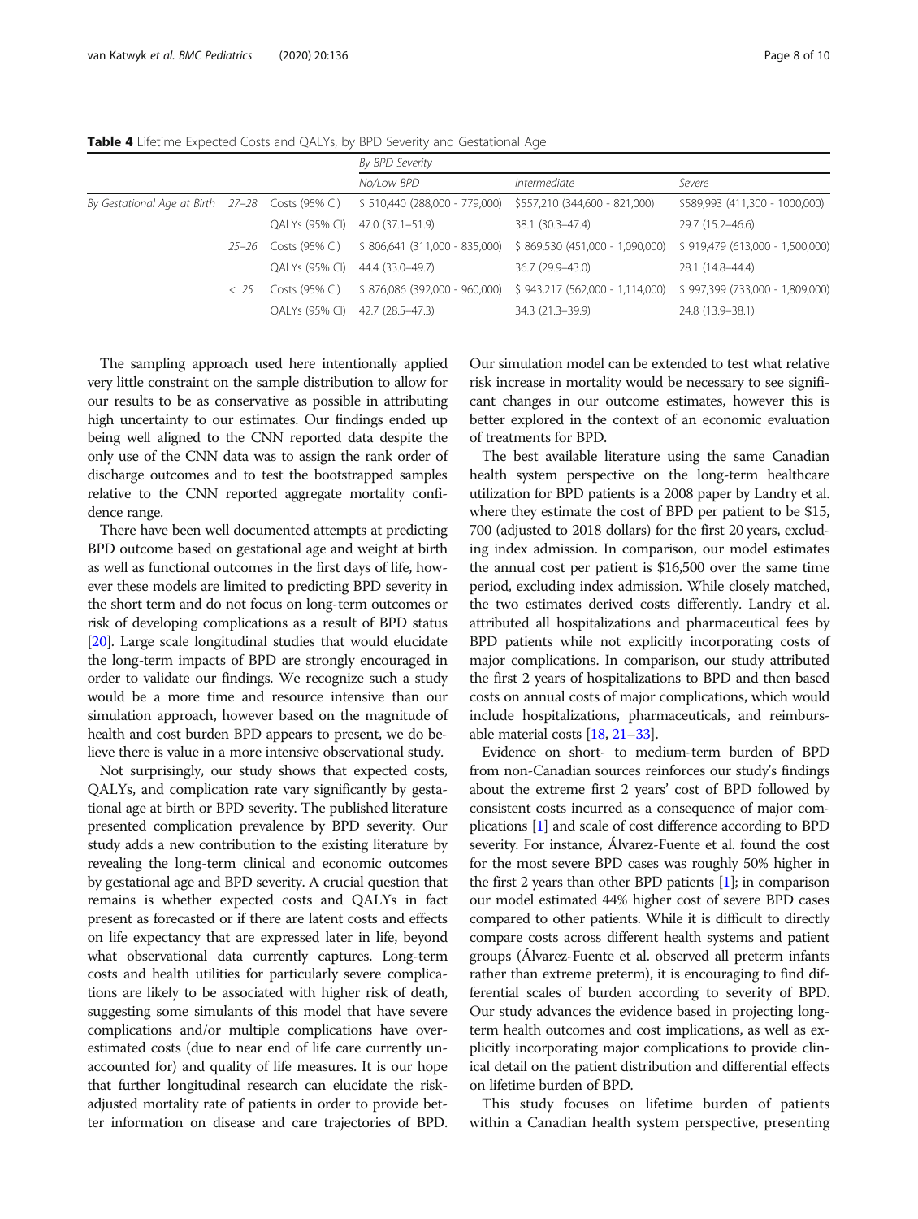**Table 4** Lifetime Expected Costs and QALYs, by BPD Severity and Gestational Age

| | | | By BPD Severity | | |
|---|---|---|---|---|---|
| | | | No/Low BPD | Intermediate | Severe |
| By Gestational Age at Birth | 27–28 | Costs (95% CI) | $ 510,440 (288,000 - 779,000) | $557,210 (344,600 - 821,000) | $589,993 (411,300 - 1000,000) |
| | | QALYs (95% CI) | 47.0 (37.1–51.9) | 38.1 (30.3–47.4) | 29.7 (15.2–46.6) |
| | 25–26 | Costs (95% CI) | $ 806,641 (311,000 - 835,000) | $ 869,530 (451,000 - 1,090,000) | $ 919,479 (613,000 - 1,500,000) |
| | | QALYs (95% CI) | 44.4 (33.0–49.7) | 36.7 (29.9–43.0) | 28.1 (14.8–44.4) |
| | < 25 | Costs (95% CI) | $ 876,086 (392,000 - 960,000) | $ 943,217 (562,000 - 1,114,000) | $ 997,399 (733,000 - 1,809,000) |
| | | QALYs (95% CI) | 42.7 (28.5–47.3) | 34.3 (21.3–39.9) | 24.8 (13.9–38.1) |

The sampling approach used here intentionally applied very little constraint on the sample distribution to allow for our results to be as conservative as possible in attributing high uncertainty to our estimates. Our findings ended up being well aligned to the CNN reported data despite the only use of the CNN data was to assign the rank order of discharge outcomes and to test the bootstrapped samples relative to the CNN reported aggregate mortality confidence range.

There have been well documented attempts at predicting BPD outcome based on gestational age and weight at birth as well as functional outcomes in the first days of life, however these models are limited to predicting BPD severity in the short term and do not focus on long-term outcomes or risk of developing complications as a result of BPD status [20]. Large scale longitudinal studies that would elucidate the long-term impacts of BPD are strongly encouraged in order to validate our findings. We recognize such a study would be a more time and resource intensive than our simulation approach, however based on the magnitude of health and cost burden BPD appears to present, we do believe there is value in a more intensive observational study.

Not surprisingly, our study shows that expected costs, QALYs, and complication rate vary significantly by gestational age at birth or BPD severity. The published literature presented complication prevalence by BPD severity. Our study adds a new contribution to the existing literature by revealing the long-term clinical and economic outcomes by gestational age and BPD severity. A crucial question that remains is whether expected costs and QALYs in fact present as forecasted or if there are latent costs and effects on life expectancy that are expressed later in life, beyond what observational data currently captures. Long-term costs and health utilities for particularly severe complications are likely to be associated with higher risk of death, suggesting some simulants of this model that have severe complications and/or multiple complications have overestimated costs (due to near end of life care currently unaccounted for) and quality of life measures. It is our hope that further longitudinal research can elucidate the risk-adjusted mortality rate of patients in order to provide better information on disease and care trajectories of BPD. Our simulation model can be extended to test what relative risk increase in mortality would be necessary to see significant changes in our outcome estimates, however this is better explored in the context of an economic evaluation of treatments for BPD.

The best available literature using the same Canadian health system perspective on the long-term healthcare utilization for BPD patients is a 2008 paper by Landry et al. where they estimate the cost of BPD per patient to be $15,700 (adjusted to 2018 dollars) for the first 20 years, excluding index admission. In comparison, our model estimates the annual cost per patient is $16,500 over the same time period, excluding index admission. While closely matched, the two estimates derived costs differently. Landry et al. attributed all hospitalizations and pharmaceutical fees by BPD patients while not explicitly incorporating costs of major complications. In comparison, our study attributed the first 2 years of hospitalizations to BPD and then based costs on annual costs of major complications, which would include hospitalizations, pharmaceuticals, and reimbursable material costs [18, 21–33].

Evidence on short- to medium-term burden of BPD from non-Canadian sources reinforces our study's findings about the extreme first 2 years' cost of BPD followed by consistent costs incurred as a consequence of major complications [1] and scale of cost difference according to BPD severity. For instance, Álvarez-Fuente et al. found the cost for the most severe BPD cases was roughly 50% higher in the first 2 years than other BPD patients [1]; in comparison our model estimated 44% higher cost of severe BPD cases compared to other patients. While it is difficult to directly compare costs across different health systems and patient groups (Álvarez-Fuente et al. observed all preterm infants rather than extreme preterm), it is encouraging to find differential scales of burden according to severity of BPD. Our study advances the evidence based in projecting long-term health outcomes and cost implications, as well as explicitly incorporating major complications to provide clinical detail on the patient distribution and differential effects on lifetime burden of BPD.

This study focuses on lifetime burden of patients within a Canadian health system perspective, presenting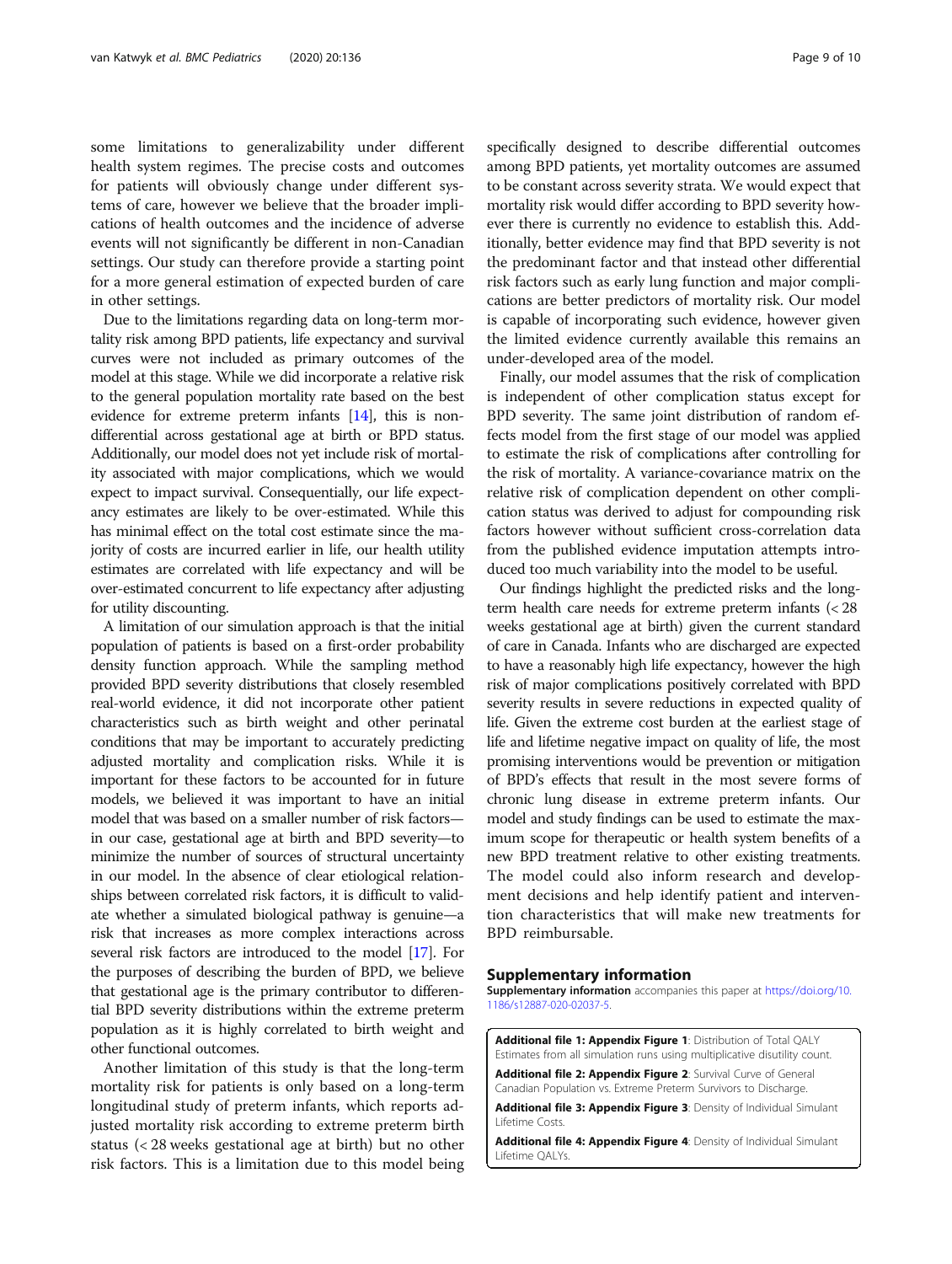some limitations to generalizability under different health system regimes. The precise costs and outcomes for patients will obviously change under different systems of care, however we believe that the broader implications of health outcomes and the incidence of adverse events will not significantly be different in non-Canadian settings. Our study can therefore provide a starting point for a more general estimation of expected burden of care in other settings.

Due to the limitations regarding data on long-term mortality risk among BPD patients, life expectancy and survival curves were not included as primary outcomes of the model at this stage. While we did incorporate a relative risk to the general population mortality rate based on the best evidence for extreme preterm infants [14], this is non-differential across gestational age at birth or BPD status. Additionally, our model does not yet include risk of mortality associated with major complications, which we would expect to impact survival. Consequentially, our life expectancy estimates are likely to be over-estimated. While this has minimal effect on the total cost estimate since the majority of costs are incurred earlier in life, our health utility estimates are correlated with life expectancy and will be over-estimated concurrent to life expectancy after adjusting for utility discounting.

A limitation of our simulation approach is that the initial population of patients is based on a first-order probability density function approach. While the sampling method provided BPD severity distributions that closely resembled real-world evidence, it did not incorporate other patient characteristics such as birth weight and other perinatal conditions that may be important to accurately predicting adjusted mortality and complication risks. While it is important for these factors to be accounted for in future models, we believed it was important to have an initial model that was based on a smaller number of risk factors—in our case, gestational age at birth and BPD severity—to minimize the number of sources of structural uncertainty in our model. In the absence of clear etiological relationships between correlated risk factors, it is difficult to validate whether a simulated biological pathway is genuine—a risk that increases as more complex interactions across several risk factors are introduced to the model [17]. For the purposes of describing the burden of BPD, we believe that gestational age is the primary contributor to differential BPD severity distributions within the extreme preterm population as it is highly correlated to birth weight and other functional outcomes.

Another limitation of this study is that the long-term mortality risk for patients is only based on a long-term longitudinal study of preterm infants, which reports adjusted mortality risk according to extreme preterm birth status (< 28 weeks gestational age at birth) but no other risk factors. This is a limitation due to this model being specifically designed to describe differential outcomes among BPD patients, yet mortality outcomes are assumed to be constant across severity strata. We would expect that mortality risk would differ according to BPD severity however there is currently no evidence to establish this. Additionally, better evidence may find that BPD severity is not the predominant factor and that instead other differential risk factors such as early lung function and major complications are better predictors of mortality risk. Our model is capable of incorporating such evidence, however given the limited evidence currently available this remains an under-developed area of the model.

Finally, our model assumes that the risk of complication is independent of other complication status except for BPD severity. The same joint distribution of random effects model from the first stage of our model was applied to estimate the risk of complications after controlling for the risk of mortality. A variance-covariance matrix on the relative risk of complication dependent on other complication status was derived to adjust for compounding risk factors however without sufficient cross-correlation data from the published evidence imputation attempts introduced too much variability into the model to be useful.

Our findings highlight the predicted risks and the long-term health care needs for extreme preterm infants (< 28 weeks gestational age at birth) given the current standard of care in Canada. Infants who are discharged are expected to have a reasonably high life expectancy, however the high risk of major complications positively correlated with BPD severity results in severe reductions in expected quality of life. Given the extreme cost burden at the earliest stage of life and lifetime negative impact on quality of life, the most promising interventions would be prevention or mitigation of BPD's effects that result in the most severe forms of chronic lung disease in extreme preterm infants. Our model and study findings can be used to estimate the maximum scope for therapeutic or health system benefits of a new BPD treatment relative to other existing treatments. The model could also inform research and development decisions and help identify patient and intervention characteristics that will make new treatments for BPD reimbursable.

## Supplementary information

**Supplementary information** accompanies this paper at https://doi.org/10.1186/s12887-020-02037-5.

**Additional file 1: Appendix Figure 1**: Distribution of Total QALY Estimates from all simulation runs using multiplicative disutility count.

**Additional file 2: Appendix Figure 2**: Survival Curve of General Canadian Population vs. Extreme Preterm Survivors to Discharge.

**Additional file 3: Appendix Figure 3**: Density of Individual Simulant Lifetime Costs.

**Additional file 4: Appendix Figure 4**: Density of Individual Simulant Lifetime QALYs.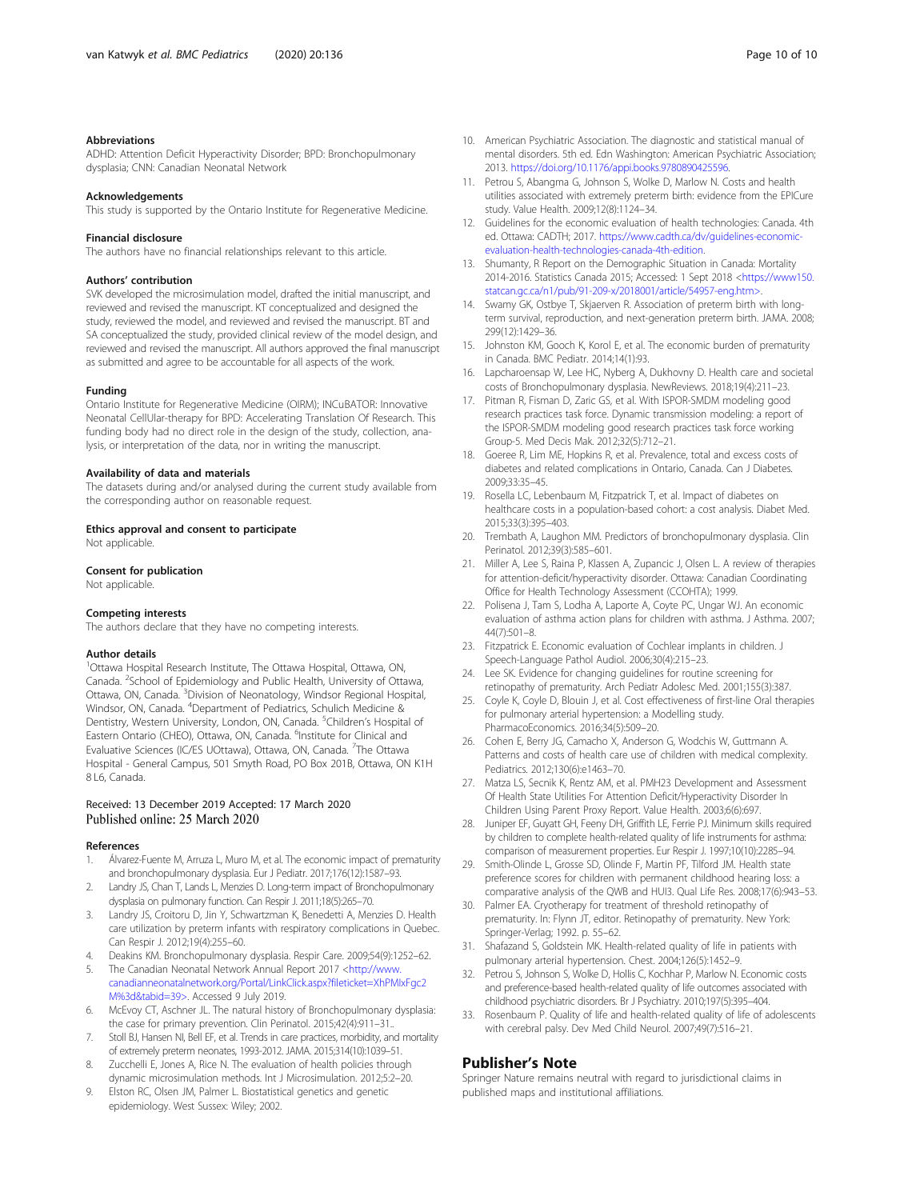### Abbreviations

ADHD: Attention Deficit Hyperactivity Disorder; BPD: Bronchopulmonary dysplasia; CNN: Canadian Neonatal Network

### Acknowledgements

This study is supported by the Ontario Institute for Regenerative Medicine.

### Financial disclosure

The authors have no financial relationships relevant to this article.

### Authors' contribution

SVK developed the microsimulation model, drafted the initial manuscript, and reviewed and revised the manuscript. KT conceptualized and designed the study, reviewed the model, and reviewed and revised the manuscript. BT and SA conceptualized the study, provided clinical review of the model design, and reviewed and revised the manuscript. All authors approved the final manuscript as submitted and agree to be accountable for all aspects of the work.

### Funding

Ontario Institute for Regenerative Medicine (OIRM); INCuBATOR: Innovative Neonatal CellUlar-therapy for BPD: Accelerating Translation Of Research. This funding body had no direct role in the design of the study, collection, analysis, or interpretation of the data, nor in writing the manuscript.

### Availability of data and materials

The datasets during and/or analysed during the current study available from the corresponding author on reasonable request.

### Ethics approval and consent to participate

Not applicable.

### Consent for publication

Not applicable.

### Competing interests

The authors declare that they have no competing interests.

### Author details

[1]Ottawa Hospital Research Institute, The Ottawa Hospital, Ottawa, ON, Canada. [2]School of Epidemiology and Public Health, University of Ottawa, Ottawa, ON, Canada. [3]Division of Neonatology, Windsor Regional Hospital, Windsor, ON, Canada. [4]Department of Pediatrics, Schulich Medicine & Dentistry, Western University, London, ON, Canada. [5]Children's Hospital of Eastern Ontario (CHEO), Ottawa, ON, Canada. [6]Institute for Clinical and Evaluative Sciences (IC/ES UOttawa), Ottawa, ON, Canada. [7]The Ottawa Hospital - General Campus, 501 Smyth Road, PO Box 201B, Ottawa, ON K1H 8 L6, Canada.

Received: 13 December 2019 Accepted: 17 March 2020
Published online: 25 March 2020

### References

1. Álvarez-Fuente M, Arruza L, Muro M, et al. The economic impact of prematurity and bronchopulmonary dysplasia. Eur J Pediatr. 2017;176(12):1587–93.
2. Landry JS, Chan T, Lands L, Menzies D. Long-term impact of Bronchopulmonary dysplasia on pulmonary function. Can Respir J. 2011;18(5):265–70.
3. Landry JS, Croitoru D, Jin Y, Schwartzman K, Benedetti A, Menzies D. Health care utilization by preterm infants with respiratory complications in Quebec. Can Respir J. 2012;19(4):255–60.
4. Deakins KM. Bronchopulmonary dysplasia. Respir Care. 2009;54(9):1252–62.
5. The Canadian Neonatal Network Annual Report 2017 <http://www.canadianneonatalnetwork.org/Portal/LinkClick.aspx?fileticket=XhPMlxFgc2M%3d&tabid=39>. Accessed 9 July 2019.
6. McEvoy CT, Aschner JL. The natural history of Bronchopulmonary dysplasia: the case for primary prevention. Clin Perinatol. 2015;42(4):911–31..
7. Stoll BJ, Hansen NI, Bell EF, et al. Trends in care practices, morbidity, and mortality of extremely preterm neonates, 1993-2012. JAMA. 2015;314(10):1039–51.
8. Zucchelli E, Jones A, Rice N. The evaluation of health policies through dynamic microsimulation methods. Int J Microsimulation. 2012;5:2–20.
9. Elston RC, Olsen JM, Palmer L. Biostatistical genetics and genetic epidemiology. West Sussex: Wiley; 2002.
10. American Psychiatric Association. The diagnostic and statistical manual of mental disorders. 5th ed. Edn Washington: American Psychiatric Association; 2013. https://doi.org/10.1176/appi.books.9780890425596.
11. Petrou S, Abangma G, Johnson S, Wolke D, Marlow N. Costs and health utilities associated with extremely preterm birth: evidence from the EPICure study. Value Health. 2009;12(8):1124–34.
12. Guidelines for the economic evaluation of health technologies: Canada. 4th ed. Ottawa: CADTH; 2017. https://www.cadth.ca/dv/guidelines-economic-evaluation-health-technologies-canada-4th-edition.
13. Shumanty, R Report on the Demographic Situation in Canada: Mortality 2014-2016. Statistics Canada 2015; Accessed: 1 Sept 2018 <https://www150.statcan.gc.ca/n1/pub/91-209-x/2018001/article/54957-eng.htm>.
14. Swamy GK, Ostbye T, Skjaerven R. Association of preterm birth with long-term survival, reproduction, and next-generation preterm birth. JAMA. 2008;299(12):1429–36.
15. Johnston KM, Gooch K, Korol E, et al. The economic burden of prematurity in Canada. BMC Pediatr. 2014;14(1):93.
16. Lapcharoensap W, Lee HC, Nyberg A, Dukhovny D. Health care and societal costs of Bronchopulmonary dysplasia. NewReviews. 2018;19(4):211–23.
17. Pitman R, Fisman D, Zaric GS, et al. With ISPOR-SMDM modeling good research practices task force. Dynamic transmission modeling: a report of the ISPOR-SMDM modeling good research practices task force working Group-5. Med Decis Mak. 2012;32(5):712–21.
18. Goeree R, Lim ME, Hopkins R, et al. Prevalence, total and excess costs of diabetes and related complications in Ontario, Canada. Can J Diabetes. 2009;33:35–45.
19. Rosella LC, Lebenbaum M, Fitzpatrick T, et al. Impact of diabetes on healthcare costs in a population-based cohort: a cost analysis. Diabet Med. 2015;33(3):395–403.
20. Trembath A, Laughon MM. Predictors of bronchopulmonary dysplasia. Clin Perinatol. 2012;39(3):585–601.
21. Miller A, Lee S, Raina P, Klassen A, Zupancic J, Olsen L. A review of therapies for attention-deficit/hyperactivity disorder. Ottawa: Canadian Coordinating Office for Health Technology Assessment (CCOHTA); 1999.
22. Polisena J, Tam S, Lodha A, Laporte A, Coyte PC, Ungar WJ. An economic evaluation of asthma action plans for children with asthma. J Asthma. 2007;44(7):501–8.
23. Fitzpatrick E. Economic evaluation of Cochlear implants in children. J Speech-Language Pathol Audiol. 2006;30(4):215–23.
24. Lee SK. Evidence for changing guidelines for routine screening for retinopathy of prematurity. Arch Pediatr Adolesc Med. 2001;155(3):387.
25. Coyle K, Coyle D, Blouin J, et al. Cost effectiveness of first-line Oral therapies for pulmonary arterial hypertension: a Modelling study. PharmacoEconomics. 2016;34(5):509–20.
26. Cohen E, Berry JG, Camacho X, Anderson G, Wodchis W, Guttmann A. Patterns and costs of health care use of children with medical complexity. Pediatrics. 2012;130(6):e1463–70.
27. Matza LS, Secnik K, Rentz AM, et al. PMH23 Development and Assessment Of Health State Utilities For Attention Deficit/Hyperactivity Disorder In Children Using Parent Proxy Report. Value Health. 2003;6(6):697.
28. Juniper EF, Guyatt GH, Feeny DH, Griffith LE, Ferrie PJ. Minimum skills required by children to complete health-related quality of life instruments for asthma: comparison of measurement properties. Eur Respir J. 1997;10(10):2285–94.
29. Smith-Olinde L, Grosse SD, Olinde F, Martin PF, Tilford JM. Health state preference scores for children with permanent childhood hearing loss: a comparative analysis of the QWB and HUI3. Qual Life Res. 2008;17(6):943–53.
30. Palmer EA. Cryotherapy for treatment of threshold retinopathy of prematurity. In: Flynn JT, editor. Retinopathy of prematurity. New York: Springer-Verlag; 1992. p. 55–62.
31. Shafazand S, Goldstein MK. Health-related quality of life in patients with pulmonary arterial hypertension. Chest. 2004;126(5):1452–9.
32. Petrou S, Johnson S, Wolke D, Hollis C, Kochhar P, Marlow N. Economic costs and preference-based health-related quality of life outcomes associated with childhood psychiatric disorders. Br J Psychiatry. 2010;197(5):395–404.
33. Rosenbaum P. Quality of life and health-related quality of life of adolescents with cerebral palsy. Dev Med Child Neurol. 2007;49(7):516–21.

## Publisher's Note

Springer Nature remains neutral with regard to jurisdictional claims in published maps and institutional affiliations.